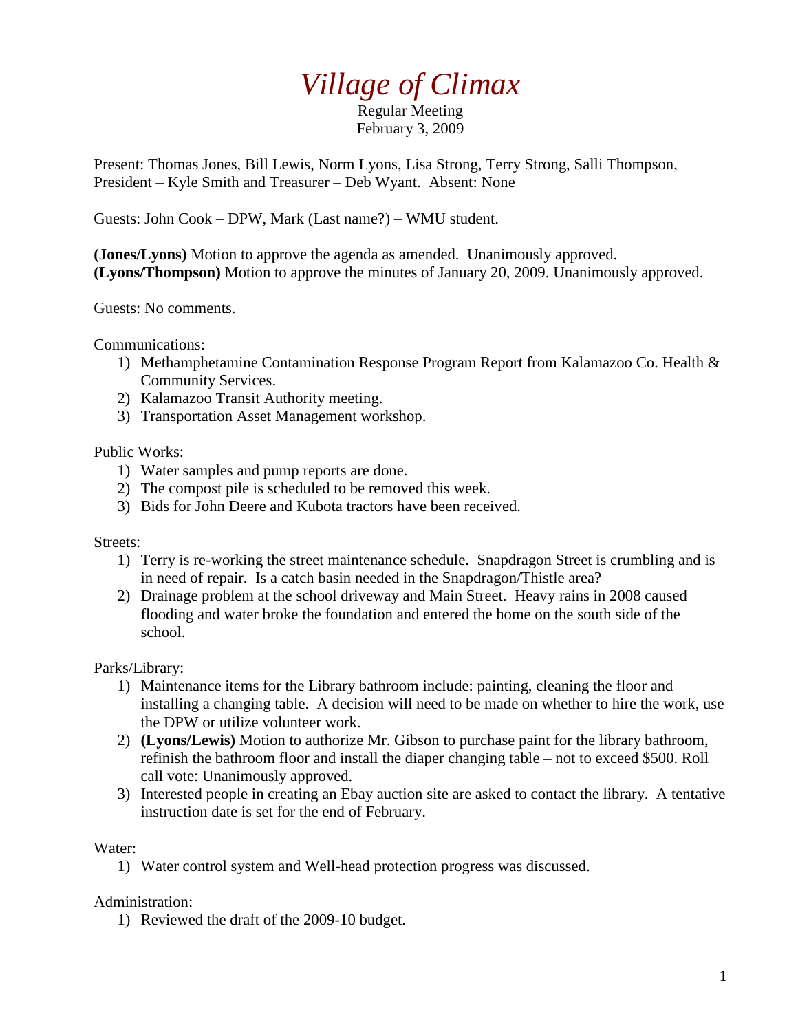# *Village of Climax*

Regular Meeting
February 3, 2009

Present: Thomas Jones, Bill Lewis, Norm Lyons, Lisa Strong, Terry Strong, Salli Thompson, President – Kyle Smith and Treasurer – Deb Wyant. Absent: None

Guests: John Cook – DPW, Mark (Last name?) – WMU student.

**(Jones/Lyons)** Motion to approve the agenda as amended. Unanimously approved.
**(Lyons/Thompson)** Motion to approve the minutes of January 20, 2009. Unanimously approved.

Guests: No comments.

Communications:

1) Methamphetamine Contamination Response Program Report from Kalamazoo Co. Health & Community Services.
2) Kalamazoo Transit Authority meeting.
3) Transportation Asset Management workshop.

Public Works:

1) Water samples and pump reports are done.
2) The compost pile is scheduled to be removed this week.
3) Bids for John Deere and Kubota tractors have been received.

Streets:

1) Terry is re-working the street maintenance schedule. Snapdragon Street is crumbling and is in need of repair. Is a catch basin needed in the Snapdragon/Thistle area?
2) Drainage problem at the school driveway and Main Street. Heavy rains in 2008 caused flooding and water broke the foundation and entered the home on the south side of the school.

Parks/Library:

1) Maintenance items for the Library bathroom include: painting, cleaning the floor and installing a changing table. A decision will need to be made on whether to hire the work, use the DPW or utilize volunteer work.
2) **(Lyons/Lewis)** Motion to authorize Mr. Gibson to purchase paint for the library bathroom, refinish the bathroom floor and install the diaper changing table – not to exceed $500. Roll call vote: Unanimously approved.
3) Interested people in creating an Ebay auction site are asked to contact the library. A tentative instruction date is set for the end of February.

Water:

1) Water control system and Well-head protection progress was discussed.

Administration:

1) Reviewed the draft of the 2009-10 budget.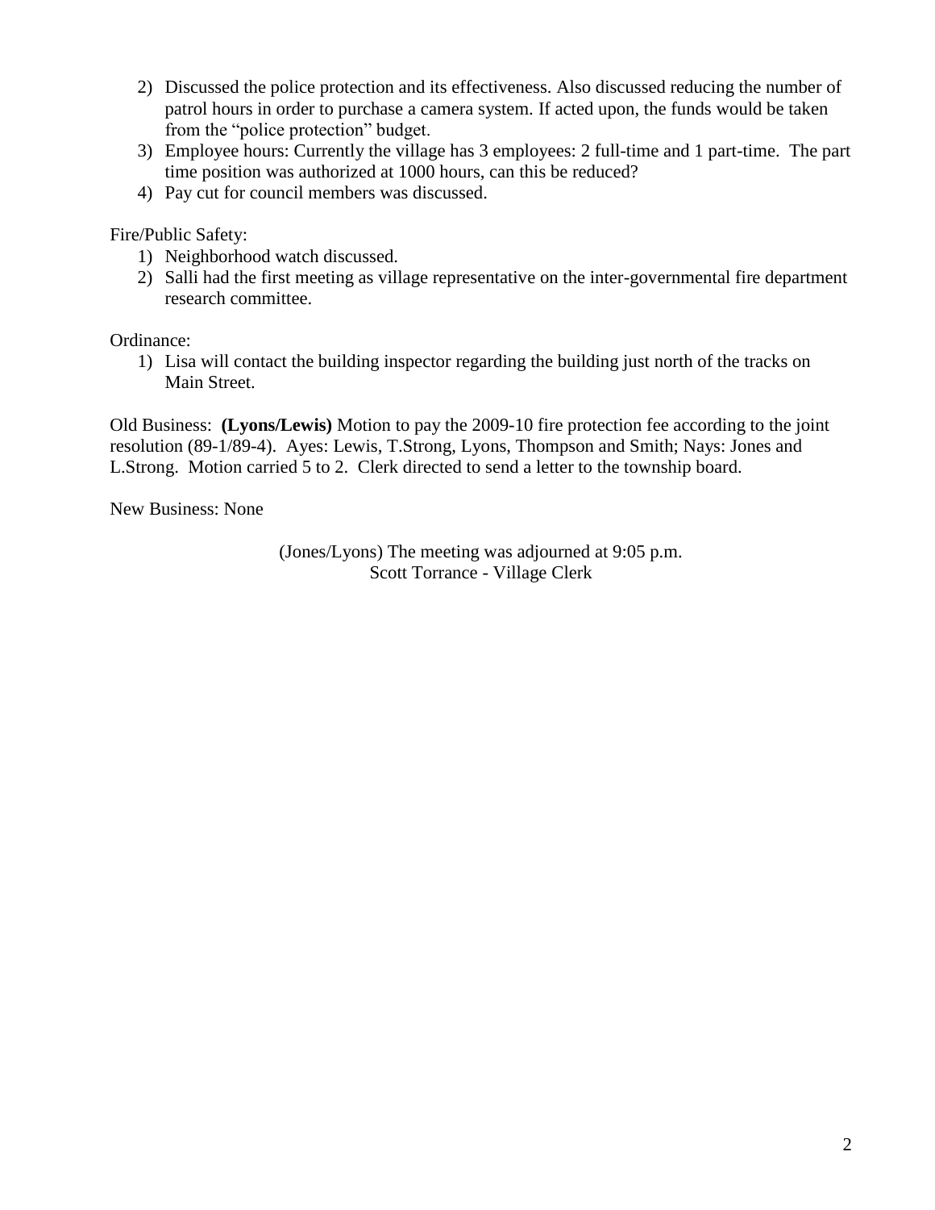2) Discussed the police protection and its effectiveness. Also discussed reducing the number of patrol hours in order to purchase a camera system. If acted upon, the funds would be taken from the "police protection" budget.
3) Employee hours: Currently the village has 3 employees: 2 full-time and 1 part-time. The part time position was authorized at 1000 hours, can this be reduced?
4) Pay cut for council members was discussed.

Fire/Public Safety:

1) Neighborhood watch discussed.
2) Salli had the first meeting as village representative on the inter-governmental fire department research committee.

Ordinance:

1) Lisa will contact the building inspector regarding the building just north of the tracks on Main Street.

Old Business: **(Lyons/Lewis)** Motion to pay the 2009-10 fire protection fee according to the joint resolution (89-1/89-4). Ayes: Lewis, T.Strong, Lyons, Thompson and Smith; Nays: Jones and L.Strong. Motion carried 5 to 2. Clerk directed to send a letter to the township board.

New Business: None

(Jones/Lyons) The meeting was adjourned at 9:05 p.m.
Scott Torrance - Village Clerk